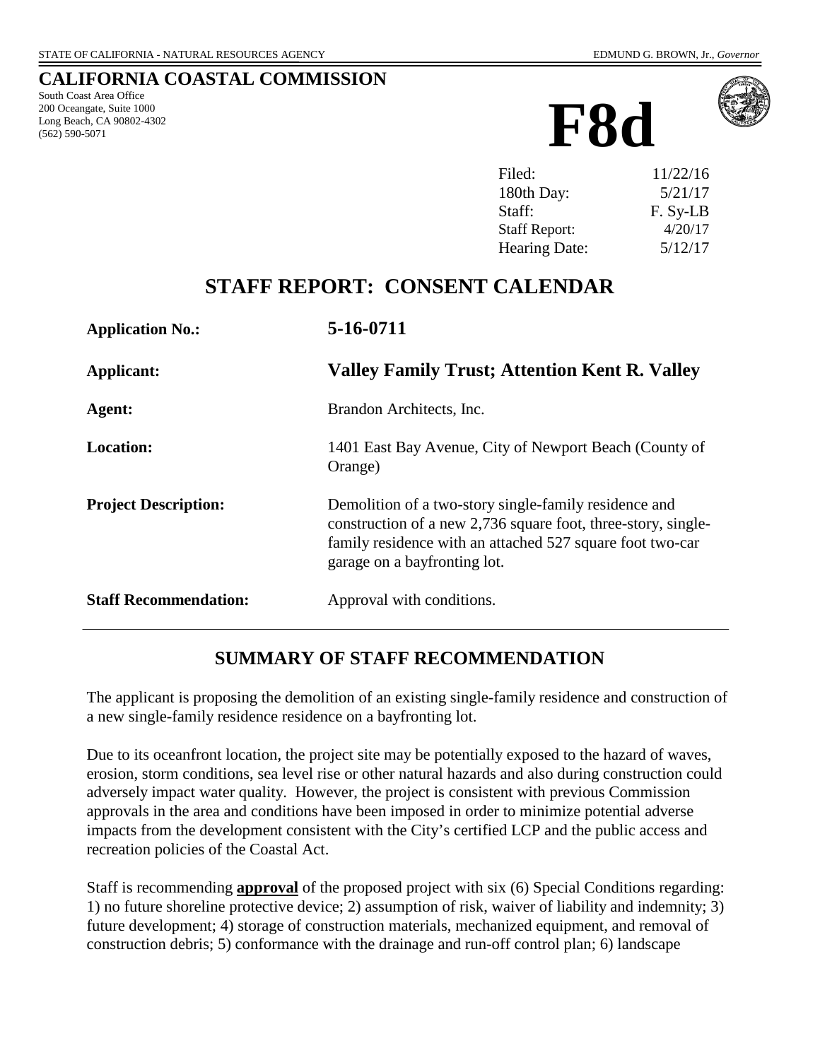STATE OF CALIFORNIA - NATURAL RESOURCES AGENCY

EDMUND G. BROWN, Jr., *Governor*

# CALIFORNIA COASTAL COMMISSION

South Coast Area Office
200 Oceangate, Suite 1000
Long Beach, CA 90802-4302
(562) 590-5071

# F8d

| | |
|---|---|
| Filed: | 11/22/16 |
| 180th Day: | 5/21/17 |
| Staff: | F. Sy-LB |
| Staff Report: | 4/20/17 |
| Hearing Date: | 5/12/17 |

## STAFF REPORT: CONSENT CALENDAR

| | |
|---|---|
| **Application No.:** | **5-16-0711** |
| **Applicant:** | **Valley Family Trust; Attention Kent R. Valley** |
| **Agent:** | Brandon Architects, Inc. |
| **Location:** | 1401 East Bay Avenue, City of Newport Beach (County of Orange) |
| **Project Description:** | Demolition of a two-story single-family residence and construction of a new 2,736 square foot, three-story, single-family residence with an attached 527 square foot two-car garage on a bayfronting lot. |
| **Staff Recommendation:** | Approval with conditions. |

## SUMMARY OF STAFF RECOMMENDATION

The applicant is proposing the demolition of an existing single-family residence and construction of a new single-family residence residence on a bayfronting lot.

Due to its oceanfront location, the project site may be potentially exposed to the hazard of waves, erosion, storm conditions, sea level rise or other natural hazards and also during construction could adversely impact water quality. However, the project is consistent with previous Commission approvals in the area and conditions have been imposed in order to minimize potential adverse impacts from the development consistent with the City's certified LCP and the public access and recreation policies of the Coastal Act.

Staff is recommending **approval** of the proposed project with six (6) Special Conditions regarding: 1) no future shoreline protective device; 2) assumption of risk, waiver of liability and indemnity; 3) future development; 4) storage of construction materials, mechanized equipment, and removal of construction debris; 5) conformance with the drainage and run-off control plan; 6) landscape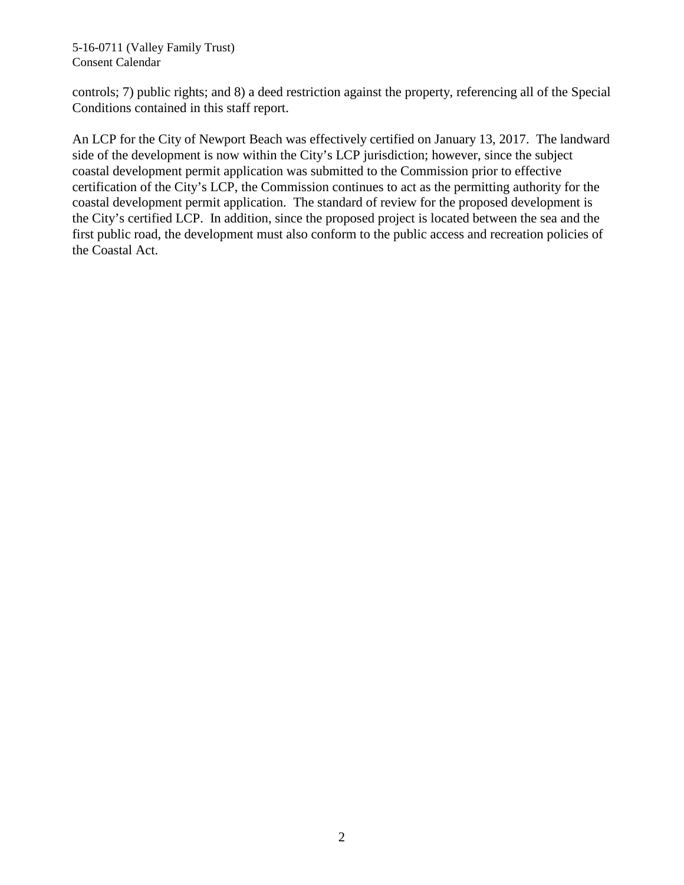controls; 7) public rights; and 8) a deed restriction against the property, referencing all of the Special Conditions contained in this staff report.

An LCP for the City of Newport Beach was effectively certified on January 13, 2017. The landward side of the development is now within the City's LCP jurisdiction; however, since the subject coastal development permit application was submitted to the Commission prior to effective certification of the City's LCP, the Commission continues to act as the permitting authority for the coastal development permit application. The standard of review for the proposed development is the City's certified LCP. In addition, since the proposed project is located between the sea and the first public road, the development must also conform to the public access and recreation policies of the Coastal Act.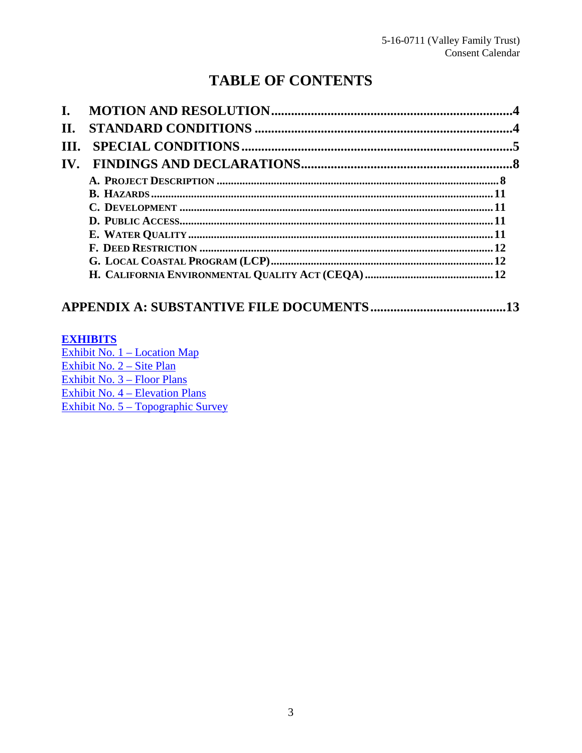# TABLE OF CONTENTS

**I. MOTION AND RESOLUTION** .......... 4
**II. STANDARD CONDITIONS** .......... 4
**III. SPECIAL CONDITIONS** .......... 5
**IV. FINDINGS AND DECLARATIONS** .......... 8

- **A. PROJECT DESCRIPTION** .......... 8
- **B. HAZARDS** .......... 11
- **C. DEVELOPMENT** .......... 11
- **D. PUBLIC ACCESS** .......... 11
- **E. WATER QUALITY** .......... 11
- **F. DEED RESTRICTION** .......... 12
- **G. LOCAL COASTAL PROGRAM (LCP)** .......... 12
- **H. CALIFORNIA ENVIRONMENTAL QUALITY ACT (CEQA)** .......... 12

**APPENDIX A: SUBSTANTIVE FILE DOCUMENTS** .......... 13

**EXHIBITS**
Exhibit No. 1 – Location Map
Exhibit No. 2 – Site Plan
Exhibit No. 3 – Floor Plans
Exhibit No. 4 – Elevation Plans
Exhibit No. 5 – Topographic Survey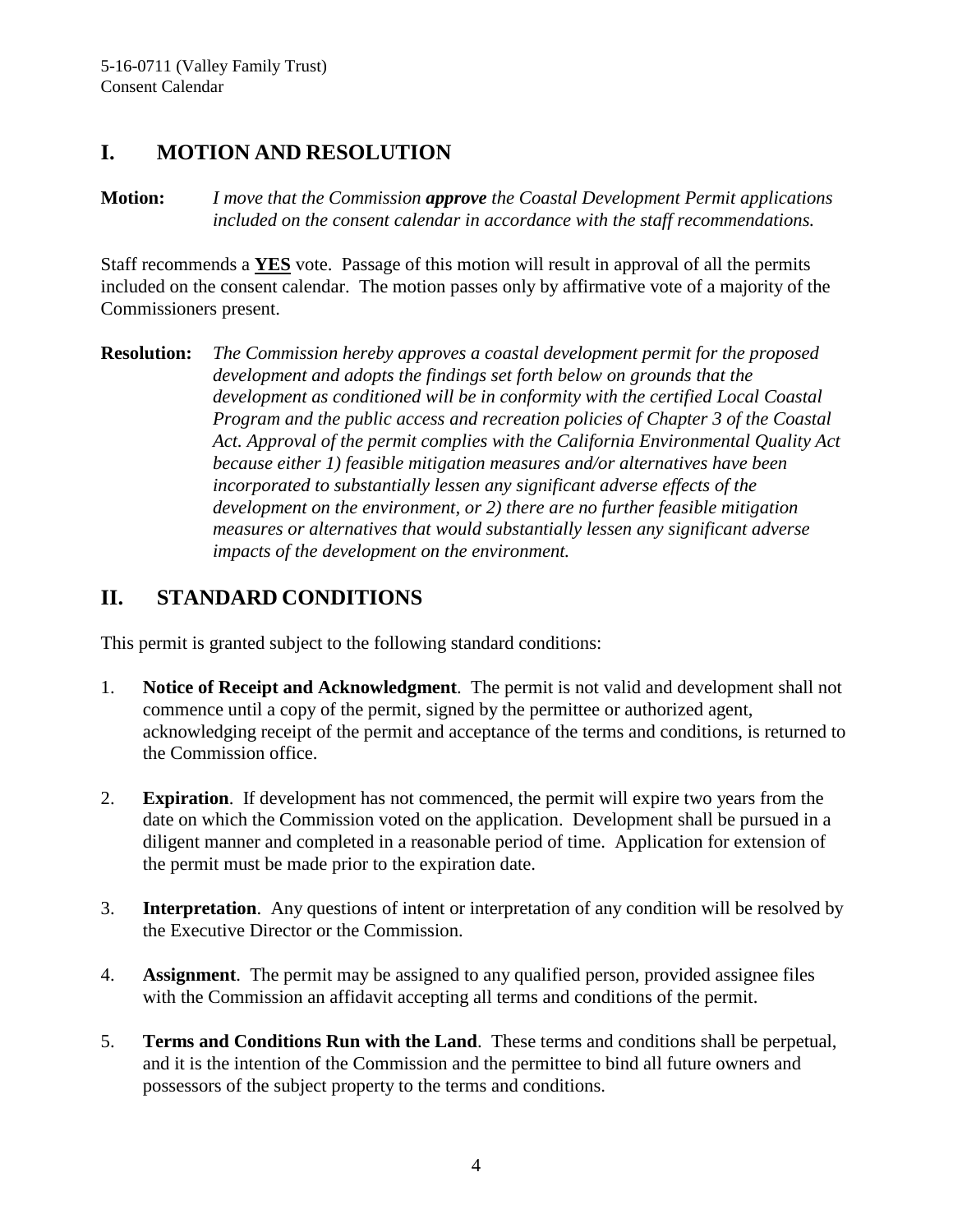## I. MOTION AND RESOLUTION

**Motion:** *I move that the Commission* ***approve*** *the Coastal Development Permit applications included on the consent calendar in accordance with the staff recommendations.*

Staff recommends a **YES** vote. Passage of this motion will result in approval of all the permits included on the consent calendar. The motion passes only by affirmative vote of a majority of the Commissioners present.

**Resolution:** *The Commission hereby approves a coastal development permit for the proposed development and adopts the findings set forth below on grounds that the development as conditioned will be in conformity with the certified Local Coastal Program and the public access and recreation policies of Chapter 3 of the Coastal Act. Approval of the permit complies with the California Environmental Quality Act because either 1) feasible mitigation measures and/or alternatives have been incorporated to substantially lessen any significant adverse effects of the development on the environment, or 2) there are no further feasible mitigation measures or alternatives that would substantially lessen any significant adverse impacts of the development on the environment.*

## II. STANDARD CONDITIONS

This permit is granted subject to the following standard conditions:

1. **Notice of Receipt and Acknowledgment**. The permit is not valid and development shall not commence until a copy of the permit, signed by the permittee or authorized agent, acknowledging receipt of the permit and acceptance of the terms and conditions, is returned to the Commission office.

2. **Expiration**. If development has not commenced, the permit will expire two years from the date on which the Commission voted on the application. Development shall be pursued in a diligent manner and completed in a reasonable period of time. Application for extension of the permit must be made prior to the expiration date.

3. **Interpretation**. Any questions of intent or interpretation of any condition will be resolved by the Executive Director or the Commission.

4. **Assignment**. The permit may be assigned to any qualified person, provided assignee files with the Commission an affidavit accepting all terms and conditions of the permit.

5. **Terms and Conditions Run with the Land**. These terms and conditions shall be perpetual, and it is the intention of the Commission and the permittee to bind all future owners and possessors of the subject property to the terms and conditions.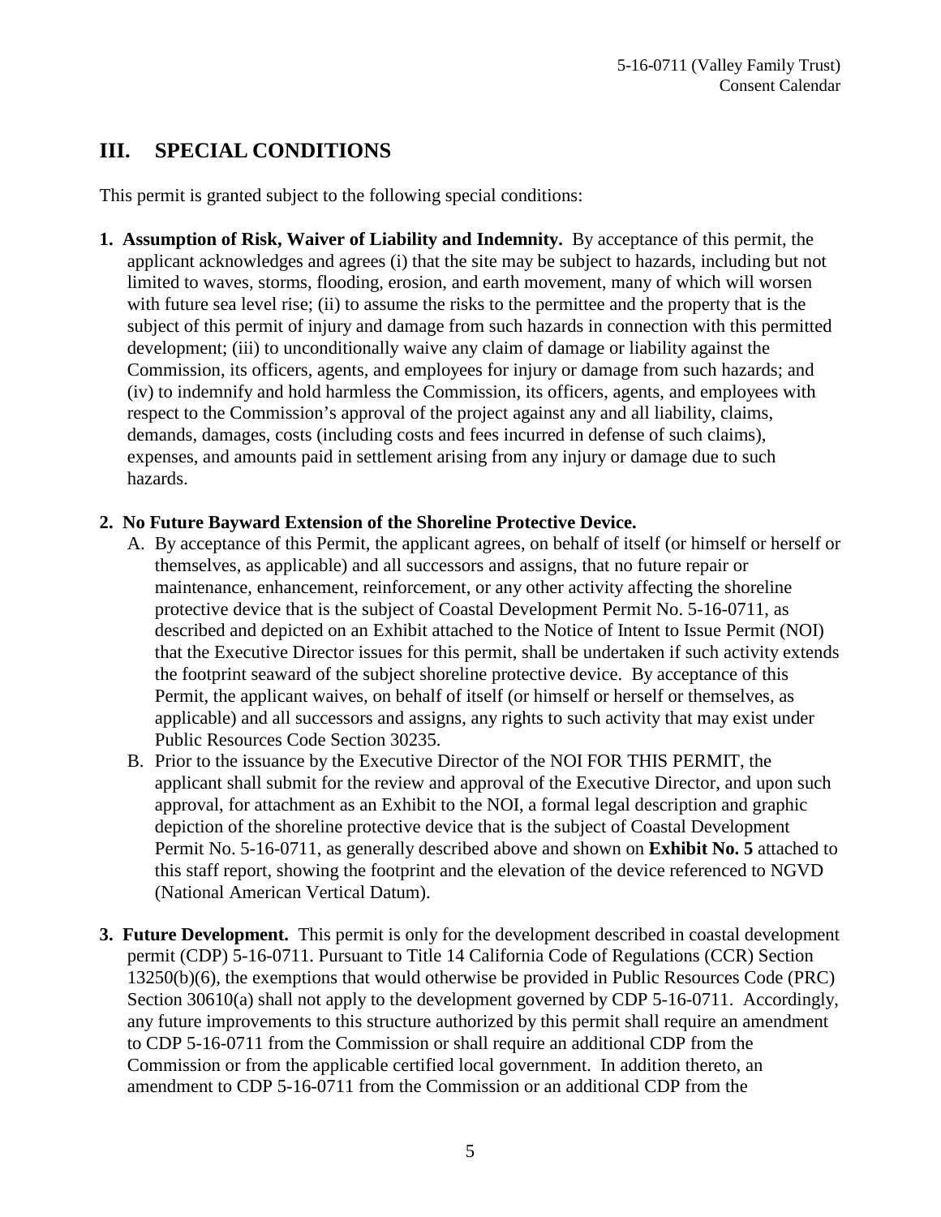## III. SPECIAL CONDITIONS

This permit is granted subject to the following special conditions:

1. **Assumption of Risk, Waiver of Liability and Indemnity.** By acceptance of this permit, the applicant acknowledges and agrees (i) that the site may be subject to hazards, including but not limited to waves, storms, flooding, erosion, and earth movement, many of which will worsen with future sea level rise; (ii) to assume the risks to the permittee and the property that is the subject of this permit of injury and damage from such hazards in connection with this permitted development; (iii) to unconditionally waive any claim of damage or liability against the Commission, its officers, agents, and employees for injury or damage from such hazards; and (iv) to indemnify and hold harmless the Commission, its officers, agents, and employees with respect to the Commission's approval of the project against any and all liability, claims, demands, damages, costs (including costs and fees incurred in defense of such claims), expenses, and amounts paid in settlement arising from any injury or damage due to such hazards.

2. **No Future Bayward Extension of the Shoreline Protective Device.**
   A. By acceptance of this Permit, the applicant agrees, on behalf of itself (or himself or herself or themselves, as applicable) and all successors and assigns, that no future repair or maintenance, enhancement, reinforcement, or any other activity affecting the shoreline protective device that is the subject of Coastal Development Permit No. 5-16-0711, as described and depicted on an Exhibit attached to the Notice of Intent to Issue Permit (NOI) that the Executive Director issues for this permit, shall be undertaken if such activity extends the footprint seaward of the subject shoreline protective device. By acceptance of this Permit, the applicant waives, on behalf of itself (or himself or herself or themselves, as applicable) and all successors and assigns, any rights to such activity that may exist under Public Resources Code Section 30235.
   B. Prior to the issuance by the Executive Director of the NOI FOR THIS PERMIT, the applicant shall submit for the review and approval of the Executive Director, and upon such approval, for attachment as an Exhibit to the NOI, a formal legal description and graphic depiction of the shoreline protective device that is the subject of Coastal Development Permit No. 5-16-0711, as generally described above and shown on **Exhibit No. 5** attached to this staff report, showing the footprint and the elevation of the device referenced to NGVD (National American Vertical Datum).

3. **Future Development.** This permit is only for the development described in coastal development permit (CDP) 5-16-0711. Pursuant to Title 14 California Code of Regulations (CCR) Section 13250(b)(6), the exemptions that would otherwise be provided in Public Resources Code (PRC) Section 30610(a) shall not apply to the development governed by CDP 5-16-0711. Accordingly, any future improvements to this structure authorized by this permit shall require an amendment to CDP 5-16-0711 from the Commission or shall require an additional CDP from the Commission or from the applicable certified local government. In addition thereto, an amendment to CDP 5-16-0711 from the Commission or an additional CDP from the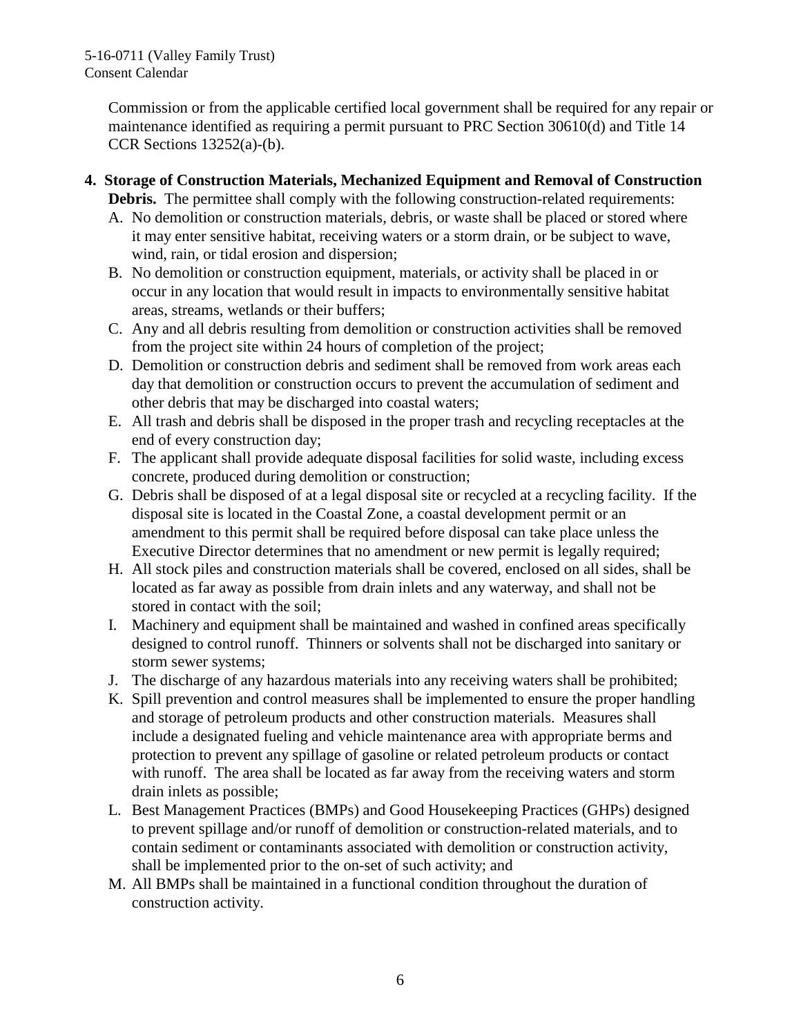Commission or from the applicable certified local government shall be required for any repair or maintenance identified as requiring a permit pursuant to PRC Section 30610(d) and Title 14 CCR Sections 13252(a)-(b).

4. **Storage of Construction Materials, Mechanized Equipment and Removal of Construction Debris.** The permittee shall comply with the following construction-related requirements:

   A. No demolition or construction materials, debris, or waste shall be placed or stored where it may enter sensitive habitat, receiving waters or a storm drain, or be subject to wave, wind, rain, or tidal erosion and dispersion;

   B. No demolition or construction equipment, materials, or activity shall be placed in or occur in any location that would result in impacts to environmentally sensitive habitat areas, streams, wetlands or their buffers;

   C. Any and all debris resulting from demolition or construction activities shall be removed from the project site within 24 hours of completion of the project;

   D. Demolition or construction debris and sediment shall be removed from work areas each day that demolition or construction occurs to prevent the accumulation of sediment and other debris that may be discharged into coastal waters;

   E. All trash and debris shall be disposed in the proper trash and recycling receptacles at the end of every construction day;

   F. The applicant shall provide adequate disposal facilities for solid waste, including excess concrete, produced during demolition or construction;

   G. Debris shall be disposed of at a legal disposal site or recycled at a recycling facility. If the disposal site is located in the Coastal Zone, a coastal development permit or an amendment to this permit shall be required before disposal can take place unless the Executive Director determines that no amendment or new permit is legally required;

   H. All stock piles and construction materials shall be covered, enclosed on all sides, shall be located as far away as possible from drain inlets and any waterway, and shall not be stored in contact with the soil;

   I. Machinery and equipment shall be maintained and washed in confined areas specifically designed to control runoff. Thinners or solvents shall not be discharged into sanitary or storm sewer systems;

   J. The discharge of any hazardous materials into any receiving waters shall be prohibited;

   K. Spill prevention and control measures shall be implemented to ensure the proper handling and storage of petroleum products and other construction materials. Measures shall include a designated fueling and vehicle maintenance area with appropriate berms and protection to prevent any spillage of gasoline or related petroleum products or contact with runoff. The area shall be located as far away from the receiving waters and storm drain inlets as possible;

   L. Best Management Practices (BMPs) and Good Housekeeping Practices (GHPs) designed to prevent spillage and/or runoff of demolition or construction-related materials, and to contain sediment or contaminants associated with demolition or construction activity, shall be implemented prior to the on-set of such activity; and

   M. All BMPs shall be maintained in a functional condition throughout the duration of construction activity.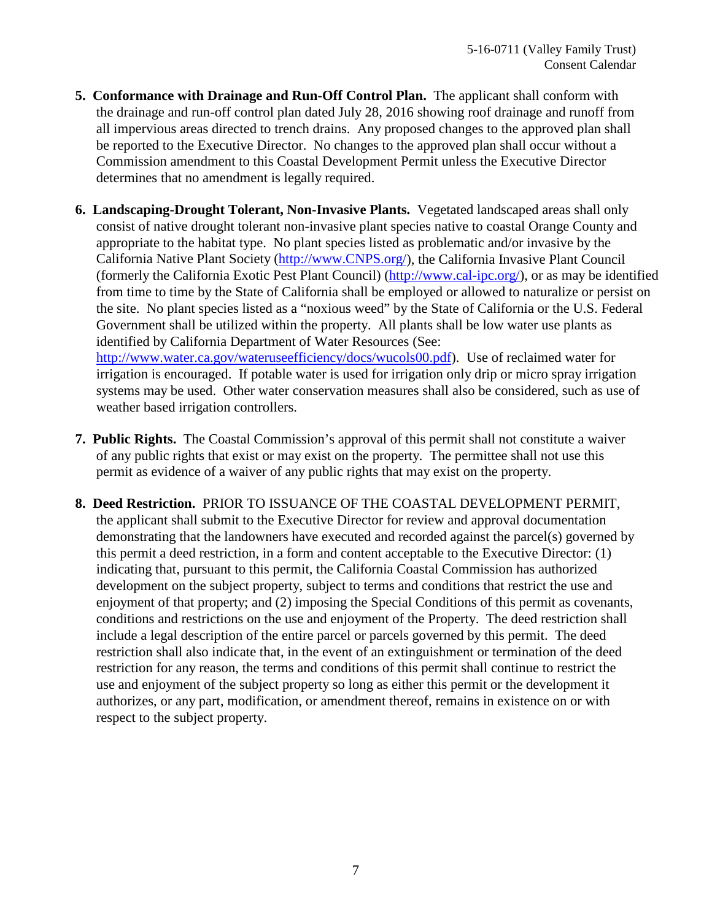5. **Conformance with Drainage and Run-Off Control Plan.** The applicant shall conform with the drainage and run-off control plan dated July 28, 2016 showing roof drainage and runoff from all impervious areas directed to trench drains. Any proposed changes to the approved plan shall be reported to the Executive Director. No changes to the approved plan shall occur without a Commission amendment to this Coastal Development Permit unless the Executive Director determines that no amendment is legally required.

6. **Landscaping-Drought Tolerant, Non-Invasive Plants.** Vegetated landscaped areas shall only consist of native drought tolerant non-invasive plant species native to coastal Orange County and appropriate to the habitat type. No plant species listed as problematic and/or invasive by the California Native Plant Society (http://www.CNPS.org/), the California Invasive Plant Council (formerly the California Exotic Pest Plant Council) (http://www.cal-ipc.org/), or as may be identified from time to time by the State of California shall be employed or allowed to naturalize or persist on the site. No plant species listed as a "noxious weed" by the State of California or the U.S. Federal Government shall be utilized within the property. All plants shall be low water use plants as identified by California Department of Water Resources (See: http://www.water.ca.gov/wateruseefficiency/docs/wucols00.pdf). Use of reclaimed water for irrigation is encouraged. If potable water is used for irrigation only drip or micro spray irrigation systems may be used. Other water conservation measures shall also be considered, such as use of weather based irrigation controllers.

7. **Public Rights.** The Coastal Commission's approval of this permit shall not constitute a waiver of any public rights that exist or may exist on the property. The permittee shall not use this permit as evidence of a waiver of any public rights that may exist on the property.

8. **Deed Restriction.** PRIOR TO ISSUANCE OF THE COASTAL DEVELOPMENT PERMIT, the applicant shall submit to the Executive Director for review and approval documentation demonstrating that the landowners have executed and recorded against the parcel(s) governed by this permit a deed restriction, in a form and content acceptable to the Executive Director: (1) indicating that, pursuant to this permit, the California Coastal Commission has authorized development on the subject property, subject to terms and conditions that restrict the use and enjoyment of that property; and (2) imposing the Special Conditions of this permit as covenants, conditions and restrictions on the use and enjoyment of the Property. The deed restriction shall include a legal description of the entire parcel or parcels governed by this permit. The deed restriction shall also indicate that, in the event of an extinguishment or termination of the deed restriction for any reason, the terms and conditions of this permit shall continue to restrict the use and enjoyment of the subject property so long as either this permit or the development it authorizes, or any part, modification, or amendment thereof, remains in existence on or with respect to the subject property.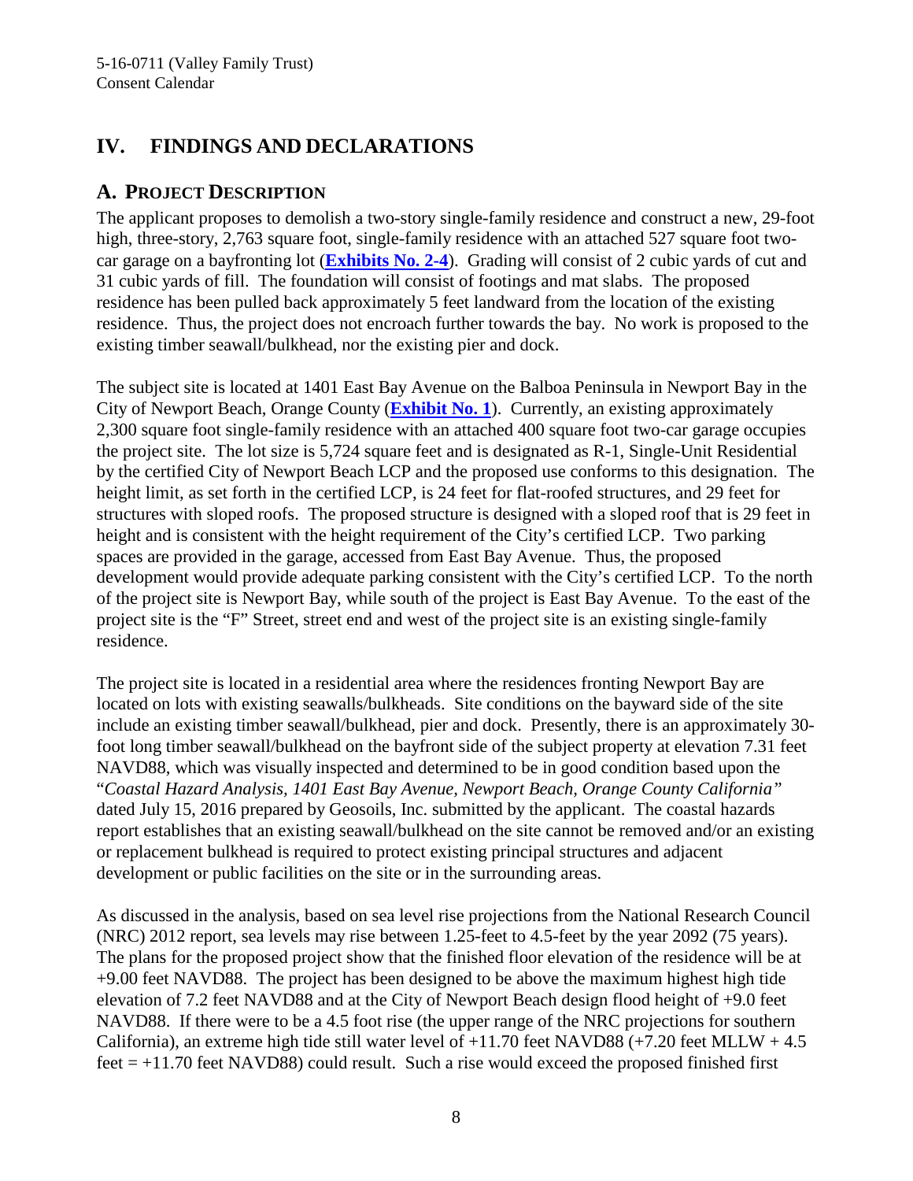# IV. FINDINGS AND DECLARATIONS

## A. PROJECT DESCRIPTION

The applicant proposes to demolish a two-story single-family residence and construct a new, 29-foot high, three-story, 2,763 square foot, single-family residence with an attached 527 square foot two-car garage on a bayfronting lot (**Exhibits No. 2-4**). Grading will consist of 2 cubic yards of cut and 31 cubic yards of fill. The foundation will consist of footings and mat slabs. The proposed residence has been pulled back approximately 5 feet landward from the location of the existing residence. Thus, the project does not encroach further towards the bay. No work is proposed to the existing timber seawall/bulkhead, nor the existing pier and dock.

The subject site is located at 1401 East Bay Avenue on the Balboa Peninsula in Newport Bay in the City of Newport Beach, Orange County (**Exhibit No. 1**). Currently, an existing approximately 2,300 square foot single-family residence with an attached 400 square foot two-car garage occupies the project site. The lot size is 5,724 square feet and is designated as R-1, Single-Unit Residential by the certified City of Newport Beach LCP and the proposed use conforms to this designation. The height limit, as set forth in the certified LCP, is 24 feet for flat-roofed structures, and 29 feet for structures with sloped roofs. The proposed structure is designed with a sloped roof that is 29 feet in height and is consistent with the height requirement of the City's certified LCP. Two parking spaces are provided in the garage, accessed from East Bay Avenue. Thus, the proposed development would provide adequate parking consistent with the City's certified LCP. To the north of the project site is Newport Bay, while south of the project is East Bay Avenue. To the east of the project site is the "F" Street, street end and west of the project site is an existing single-family residence.

The project site is located in a residential area where the residences fronting Newport Bay are located on lots with existing seawalls/bulkheads. Site conditions on the bayward side of the site include an existing timber seawall/bulkhead, pier and dock. Presently, there is an approximately 30-foot long timber seawall/bulkhead on the bayfront side of the subject property at elevation 7.31 feet NAVD88, which was visually inspected and determined to be in good condition based upon the "*Coastal Hazard Analysis, 1401 East Bay Avenue, Newport Beach, Orange County California"* dated July 15, 2016 prepared by Geosoils, Inc. submitted by the applicant. The coastal hazards report establishes that an existing seawall/bulkhead on the site cannot be removed and/or an existing or replacement bulkhead is required to protect existing principal structures and adjacent development or public facilities on the site or in the surrounding areas.

As discussed in the analysis, based on sea level rise projections from the National Research Council (NRC) 2012 report, sea levels may rise between 1.25-feet to 4.5-feet by the year 2092 (75 years). The plans for the proposed project show that the finished floor elevation of the residence will be at +9.00 feet NAVD88. The project has been designed to be above the maximum highest high tide elevation of 7.2 feet NAVD88 and at the City of Newport Beach design flood height of +9.0 feet NAVD88. If there were to be a 4.5 foot rise (the upper range of the NRC projections for southern California), an extreme high tide still water level of +11.70 feet NAVD88 (+7.20 feet MLLW + 4.5 feet = +11.70 feet NAVD88) could result. Such a rise would exceed the proposed finished first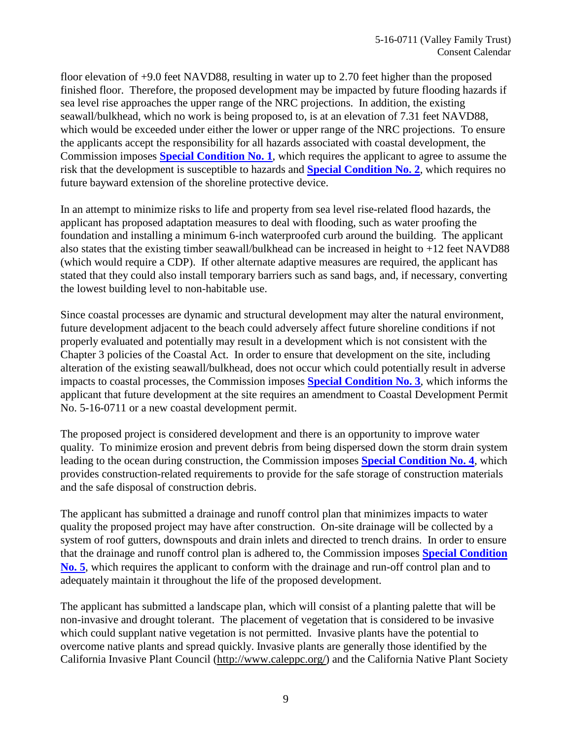floor elevation of +9.0 feet NAVD88, resulting in water up to 2.70 feet higher than the proposed finished floor. Therefore, the proposed development may be impacted by future flooding hazards if sea level rise approaches the upper range of the NRC projections. In addition, the existing seawall/bulkhead, which no work is being proposed to, is at an elevation of 7.31 feet NAVD88, which would be exceeded under either the lower or upper range of the NRC projections. To ensure the applicants accept the responsibility for all hazards associated with coastal development, the Commission imposes **Special Condition No. 1**, which requires the applicant to agree to assume the risk that the development is susceptible to hazards and **Special Condition No. 2**, which requires no future bayward extension of the shoreline protective device.

In an attempt to minimize risks to life and property from sea level rise-related flood hazards, the applicant has proposed adaptation measures to deal with flooding, such as water proofing the foundation and installing a minimum 6-inch waterproofed curb around the building. The applicant also states that the existing timber seawall/bulkhead can be increased in height to +12 feet NAVD88 (which would require a CDP). If other alternate adaptive measures are required, the applicant has stated that they could also install temporary barriers such as sand bags, and, if necessary, converting the lowest building level to non-habitable use.

Since coastal processes are dynamic and structural development may alter the natural environment, future development adjacent to the beach could adversely affect future shoreline conditions if not properly evaluated and potentially may result in a development which is not consistent with the Chapter 3 policies of the Coastal Act. In order to ensure that development on the site, including alteration of the existing seawall/bulkhead, does not occur which could potentially result in adverse impacts to coastal processes, the Commission imposes **Special Condition No. 3**, which informs the applicant that future development at the site requires an amendment to Coastal Development Permit No. 5-16-0711 or a new coastal development permit.

The proposed project is considered development and there is an opportunity to improve water quality. To minimize erosion and prevent debris from being dispersed down the storm drain system leading to the ocean during construction, the Commission imposes **Special Condition No. 4**, which provides construction-related requirements to provide for the safe storage of construction materials and the safe disposal of construction debris.

The applicant has submitted a drainage and runoff control plan that minimizes impacts to water quality the proposed project may have after construction. On-site drainage will be collected by a system of roof gutters, downspouts and drain inlets and directed to trench drains. In order to ensure that the drainage and runoff control plan is adhered to, the Commission imposes **Special Condition No. 5**, which requires the applicant to conform with the drainage and run-off control plan and to adequately maintain it throughout the life of the proposed development.

The applicant has submitted a landscape plan, which will consist of a planting palette that will be non-invasive and drought tolerant. The placement of vegetation that is considered to be invasive which could supplant native vegetation is not permitted. Invasive plants have the potential to overcome native plants and spread quickly. Invasive plants are generally those identified by the California Invasive Plant Council (http://www.caleppc.org/) and the California Native Plant Society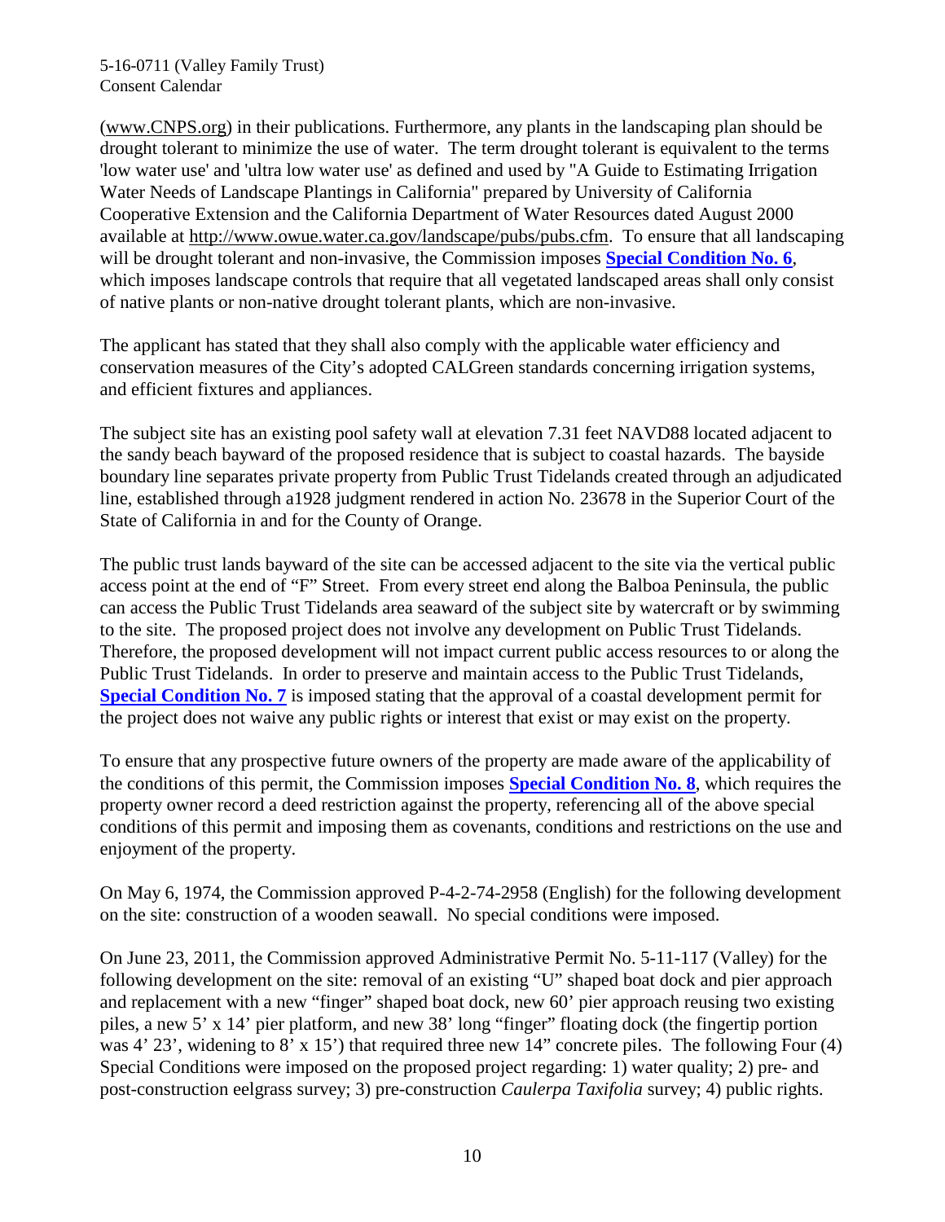(www.CNPS.org) in their publications. Furthermore, any plants in the landscaping plan should be drought tolerant to minimize the use of water. The term drought tolerant is equivalent to the terms 'low water use' and 'ultra low water use' as defined and used by "A Guide to Estimating Irrigation Water Needs of Landscape Plantings in California" prepared by University of California Cooperative Extension and the California Department of Water Resources dated August 2000 available at http://www.owue.water.ca.gov/landscape/pubs/pubs.cfm. To ensure that all landscaping will be drought tolerant and non-invasive, the Commission imposes **Special Condition No. 6**, which imposes landscape controls that require that all vegetated landscaped areas shall only consist of native plants or non-native drought tolerant plants, which are non-invasive.

The applicant has stated that they shall also comply with the applicable water efficiency and conservation measures of the City's adopted CALGreen standards concerning irrigation systems, and efficient fixtures and appliances.

The subject site has an existing pool safety wall at elevation 7.31 feet NAVD88 located adjacent to the sandy beach bayward of the proposed residence that is subject to coastal hazards. The bayside boundary line separates private property from Public Trust Tidelands created through an adjudicated line, established through a1928 judgment rendered in action No. 23678 in the Superior Court of the State of California in and for the County of Orange.

The public trust lands bayward of the site can be accessed adjacent to the site via the vertical public access point at the end of "F" Street. From every street end along the Balboa Peninsula, the public can access the Public Trust Tidelands area seaward of the subject site by watercraft or by swimming to the site. The proposed project does not involve any development on Public Trust Tidelands. Therefore, the proposed development will not impact current public access resources to or along the Public Trust Tidelands. In order to preserve and maintain access to the Public Trust Tidelands, **Special Condition No. 7** is imposed stating that the approval of a coastal development permit for the project does not waive any public rights or interest that exist or may exist on the property.

To ensure that any prospective future owners of the property are made aware of the applicability of the conditions of this permit, the Commission imposes **Special Condition No. 8**, which requires the property owner record a deed restriction against the property, referencing all of the above special conditions of this permit and imposing them as covenants, conditions and restrictions on the use and enjoyment of the property.

On May 6, 1974, the Commission approved P-4-2-74-2958 (English) for the following development on the site: construction of a wooden seawall. No special conditions were imposed.

On June 23, 2011, the Commission approved Administrative Permit No. 5-11-117 (Valley) for the following development on the site: removal of an existing "U" shaped boat dock and pier approach and replacement with a new "finger" shaped boat dock, new 60' pier approach reusing two existing piles, a new 5' x 14' pier platform, and new 38' long "finger" floating dock (the fingertip portion was 4' 23', widening to 8' x 15') that required three new 14" concrete piles. The following Four (4) Special Conditions were imposed on the proposed project regarding: 1) water quality; 2) pre- and post-construction eelgrass survey; 3) pre-construction *Caulerpa Taxifolia* survey; 4) public rights.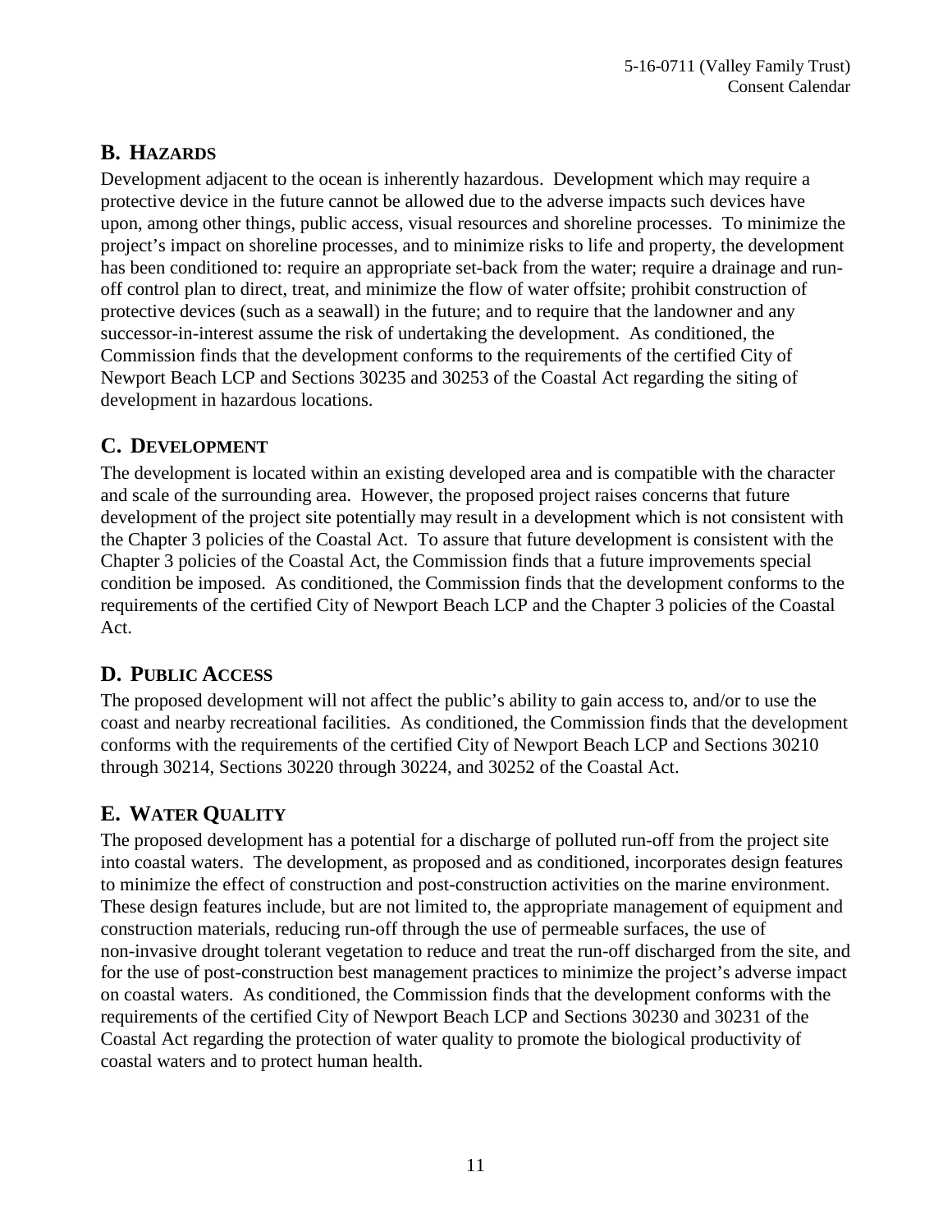## B. HAZARDS

Development adjacent to the ocean is inherently hazardous. Development which may require a protective device in the future cannot be allowed due to the adverse impacts such devices have upon, among other things, public access, visual resources and shoreline processes. To minimize the project's impact on shoreline processes, and to minimize risks to life and property, the development has been conditioned to: require an appropriate set-back from the water; require a drainage and run-off control plan to direct, treat, and minimize the flow of water offsite; prohibit construction of protective devices (such as a seawall) in the future; and to require that the landowner and any successor-in-interest assume the risk of undertaking the development. As conditioned, the Commission finds that the development conforms to the requirements of the certified City of Newport Beach LCP and Sections 30235 and 30253 of the Coastal Act regarding the siting of development in hazardous locations.

## C. DEVELOPMENT

The development is located within an existing developed area and is compatible with the character and scale of the surrounding area. However, the proposed project raises concerns that future development of the project site potentially may result in a development which is not consistent with the Chapter 3 policies of the Coastal Act. To assure that future development is consistent with the Chapter 3 policies of the Coastal Act, the Commission finds that a future improvements special condition be imposed. As conditioned, the Commission finds that the development conforms to the requirements of the certified City of Newport Beach LCP and the Chapter 3 policies of the Coastal Act.

## D. PUBLIC ACCESS

The proposed development will not affect the public's ability to gain access to, and/or to use the coast and nearby recreational facilities. As conditioned, the Commission finds that the development conforms with the requirements of the certified City of Newport Beach LCP and Sections 30210 through 30214, Sections 30220 through 30224, and 30252 of the Coastal Act.

## E. WATER QUALITY

The proposed development has a potential for a discharge of polluted run-off from the project site into coastal waters. The development, as proposed and as conditioned, incorporates design features to minimize the effect of construction and post-construction activities on the marine environment. These design features include, but are not limited to, the appropriate management of equipment and construction materials, reducing run-off through the use of permeable surfaces, the use of non-invasive drought tolerant vegetation to reduce and treat the run-off discharged from the site, and for the use of post-construction best management practices to minimize the project's adverse impact on coastal waters. As conditioned, the Commission finds that the development conforms with the requirements of the certified City of Newport Beach LCP and Sections 30230 and 30231 of the Coastal Act regarding the protection of water quality to promote the biological productivity of coastal waters and to protect human health.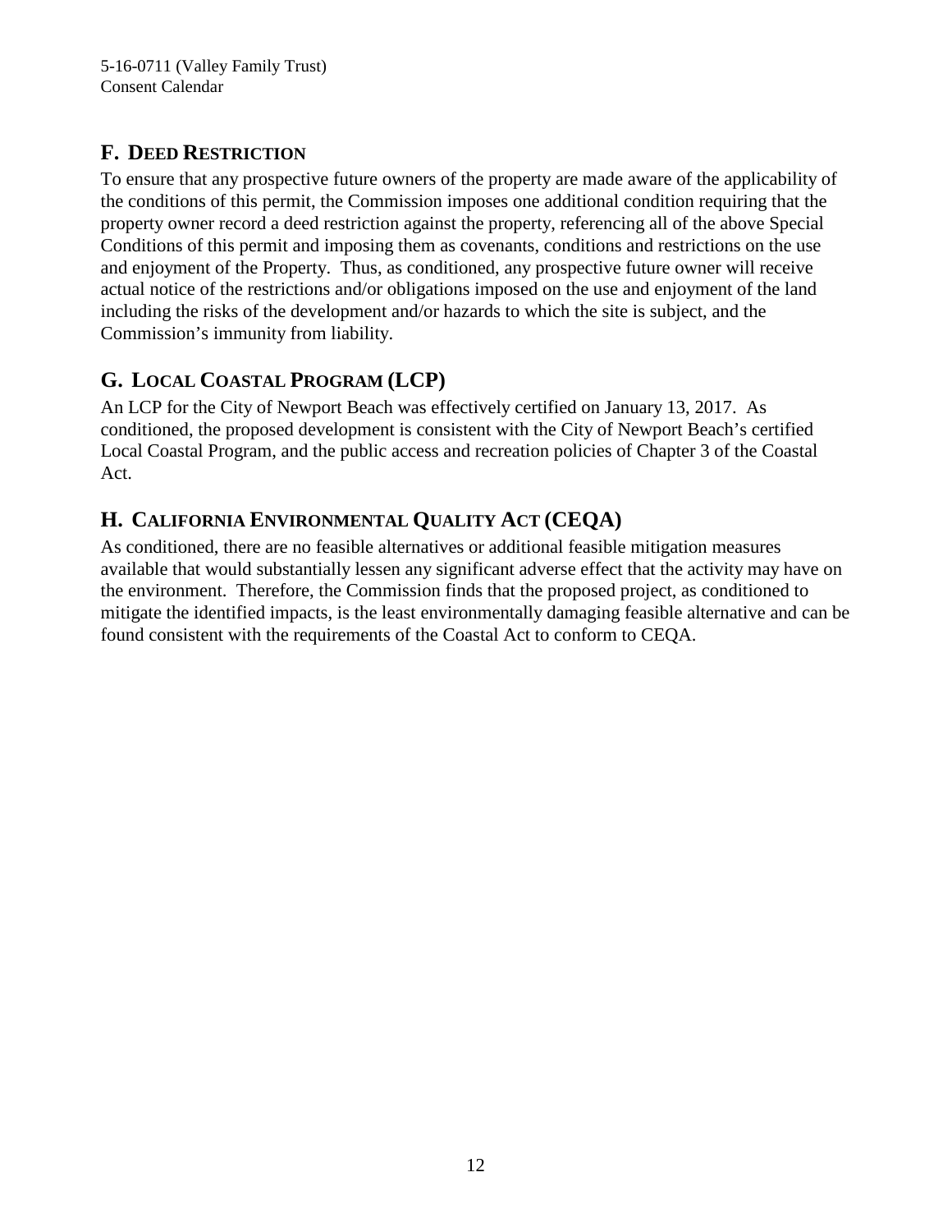## F. DEED RESTRICTION

To ensure that any prospective future owners of the property are made aware of the applicability of the conditions of this permit, the Commission imposes one additional condition requiring that the property owner record a deed restriction against the property, referencing all of the above Special Conditions of this permit and imposing them as covenants, conditions and restrictions on the use and enjoyment of the Property. Thus, as conditioned, any prospective future owner will receive actual notice of the restrictions and/or obligations imposed on the use and enjoyment of the land including the risks of the development and/or hazards to which the site is subject, and the Commission's immunity from liability.

## G. LOCAL COASTAL PROGRAM (LCP)

An LCP for the City of Newport Beach was effectively certified on January 13, 2017. As conditioned, the proposed development is consistent with the City of Newport Beach's certified Local Coastal Program, and the public access and recreation policies of Chapter 3 of the Coastal Act.

## H. CALIFORNIA ENVIRONMENTAL QUALITY ACT (CEQA)

As conditioned, there are no feasible alternatives or additional feasible mitigation measures available that would substantially lessen any significant adverse effect that the activity may have on the environment. Therefore, the Commission finds that the proposed project, as conditioned to mitigate the identified impacts, is the least environmentally damaging feasible alternative and can be found consistent with the requirements of the Coastal Act to conform to CEQA.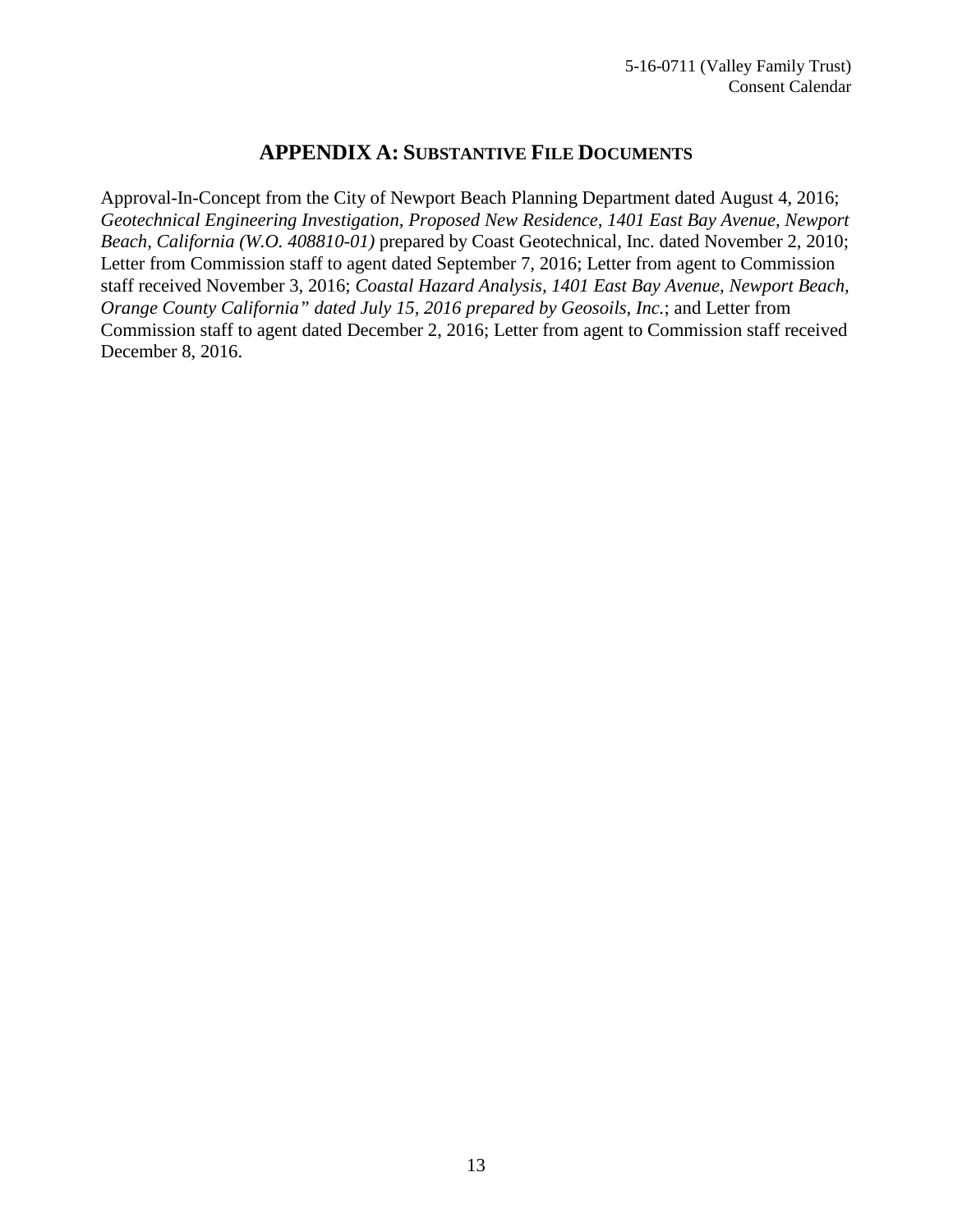# APPENDIX A: SUBSTANTIVE FILE DOCUMENTS

Approval-In-Concept from the City of Newport Beach Planning Department dated August 4, 2016; *Geotechnical Engineering Investigation, Proposed New Residence, 1401 East Bay Avenue, Newport Beach, California (W.O. 408810-01)* prepared by Coast Geotechnical, Inc. dated November 2, 2010; Letter from Commission staff to agent dated September 7, 2016; Letter from agent to Commission staff received November 3, 2016; *Coastal Hazard Analysis, 1401 East Bay Avenue, Newport Beach, Orange County California" dated July 15, 2016 prepared by Geosoils, Inc.*; and Letter from Commission staff to agent dated December 2, 2016; Letter from agent to Commission staff received December 8, 2016.